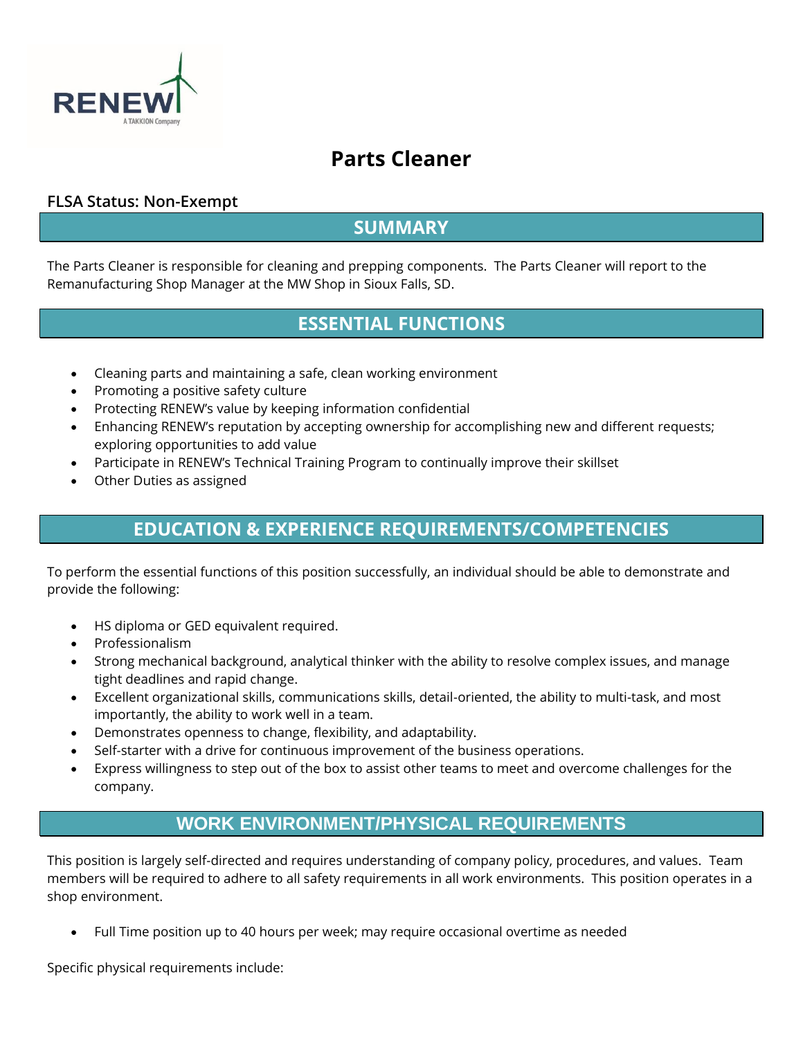# Parts Cleaner

**FLSA Status: Non-Exempt**

## SUMMARY

The Parts Cleaner is responsible for cleaning and prepping components. The Parts Cleaner will report to the Remanufacturing Shop Manager at the MW Shop in Sioux Falls, SD.

## ESSENTIAL FUNCTIONS

- Cleaning parts and maintaining a safe, clean working environment
- Promoting a positive safety culture
- Protecting RENEW's value by keeping information confidential
- Enhancing RENEW's reputation by accepting ownership for accomplishing new and different requests; exploring opportunities to add value
- Participate in RENEW's Technical Training Program to continually improve their skillset
- Other Duties as assigned

## EDUCATION & EXPERIENCE REQUIREMENTS/COMPETENCIES

To perform the essential functions of this position successfully, an individual should be able to demonstrate and provide the following:

- HS diploma or GED equivalent required.
- Professionalism
- Strong mechanical background, analytical thinker with the ability to resolve complex issues, and manage tight deadlines and rapid change.
- Excellent organizational skills, communications skills, detail-oriented, the ability to multi-task, and most importantly, the ability to work well in a team.
- Demonstrates openness to change, flexibility, and adaptability.
- Self-starter with a drive for continuous improvement of the business operations.
- Express willingness to step out of the box to assist other teams to meet and overcome challenges for the company.

## WORK ENVIRONMENT/PHYSICAL REQUIREMENTS

This position is largely self-directed and requires understanding of company policy, procedures, and values. Team members will be required to adhere to all safety requirements in all work environments. This position operates in a shop environment.

- Full Time position up to 40 hours per week; may require occasional overtime as needed

Specific physical requirements include: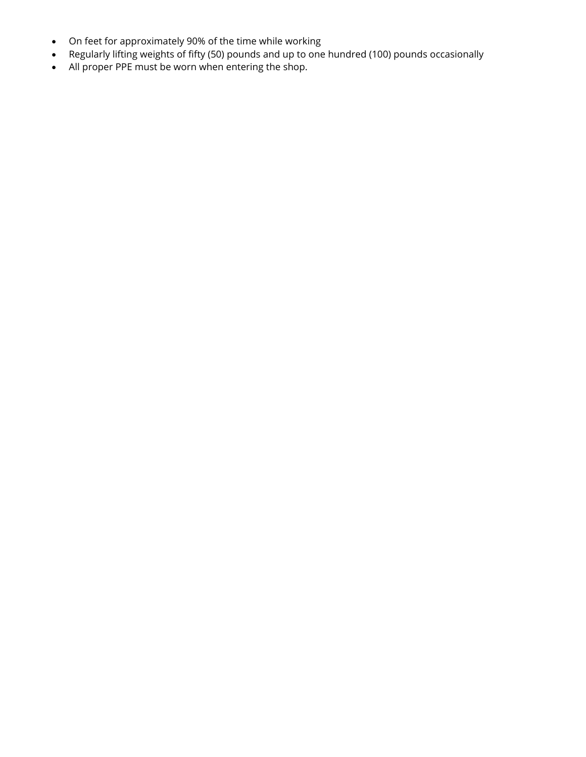- On feet for approximately 90% of the time while working
- Regularly lifting weights of fifty (50) pounds and up to one hundred (100) pounds occasionally
- All proper PPE must be worn when entering the shop.